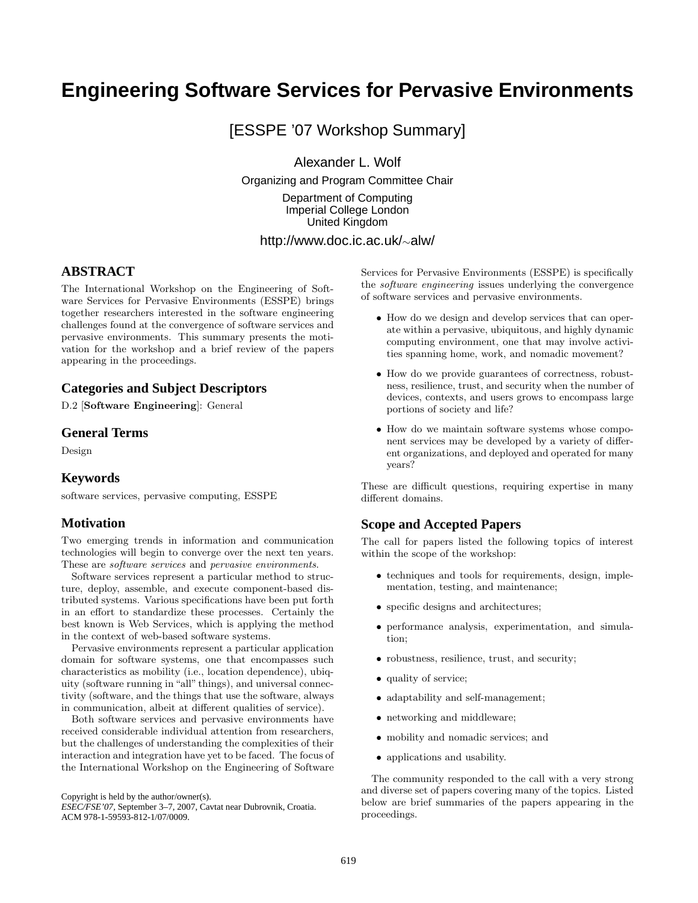# Engineering Software Services for Pervasive Environments

[ESSPE '07 Workshop Summary]

Alexander L. Wolf

Organizing and Program Committee Chair

Department of Computing
Imperial College London
United Kingdom

http://www.doc.ic.ac.uk/~alw/

## ABSTRACT

The International Workshop on the Engineering of Software Services for Pervasive Environments (ESSPE) brings together researchers interested in the software engineering challenges found at the convergence of software services and pervasive environments. This summary presents the motivation for the workshop and a brief review of the papers appearing in the proceedings.

## Categories and Subject Descriptors

D.2 [**Software Engineering**]: General

## General Terms

Design

## Keywords

software services, pervasive computing, ESSPE

## Motivation

Two emerging trends in information and communication technologies will begin to converge over the next ten years. These are *software services* and *pervasive environments*.

Software services represent a particular method to structure, deploy, assemble, and execute component-based distributed systems. Various specifications have been put forth in an effort to standardize these processes. Certainly the best known is Web Services, which is applying the method in the context of web-based software systems.

Pervasive environments represent a particular application domain for software systems, one that encompasses such characteristics as mobility (i.e., location dependence), ubiquity (software running in "all" things), and universal connectivity (software, and the things that use the software, always in communication, albeit at different qualities of service).

Both software services and pervasive environments have received considerable individual attention from researchers, but the challenges of understanding the complexities of their interaction and integration have yet to be faced. The focus of the International Workshop on the Engineering of Software Services for Pervasive Environments (ESSPE) is specifically the *software engineering* issues underlying the convergence of software services and pervasive environments.

- How do we design and develop services that can operate within a pervasive, ubiquitous, and highly dynamic computing environment, one that may involve activities spanning home, work, and nomadic movement?
- How do we provide guarantees of correctness, robustness, resilience, trust, and security when the number of devices, contexts, and users grows to encompass large portions of society and life?
- How do we maintain software systems whose component services may be developed by a variety of different organizations, and deployed and operated for many years?

These are difficult questions, requiring expertise in many different domains.

## Scope and Accepted Papers

The call for papers listed the following topics of interest within the scope of the workshop:

- techniques and tools for requirements, design, implementation, testing, and maintenance;
- specific designs and architectures;
- performance analysis, experimentation, and simulation;
- robustness, resilience, trust, and security;
- quality of service;
- adaptability and self-management;
- networking and middleware;
- mobility and nomadic services; and
- applications and usability.

The community responded to the call with a very strong and diverse set of papers covering many of the topics. Listed below are brief summaries of the papers appearing in the proceedings.

Copyright is held by the author/owner(s).
*ESEC/FSE'07*, September 3–7, 2007, Cavtat near Dubrovnik, Croatia.
ACM 978-1-59593-812-1/07/0009.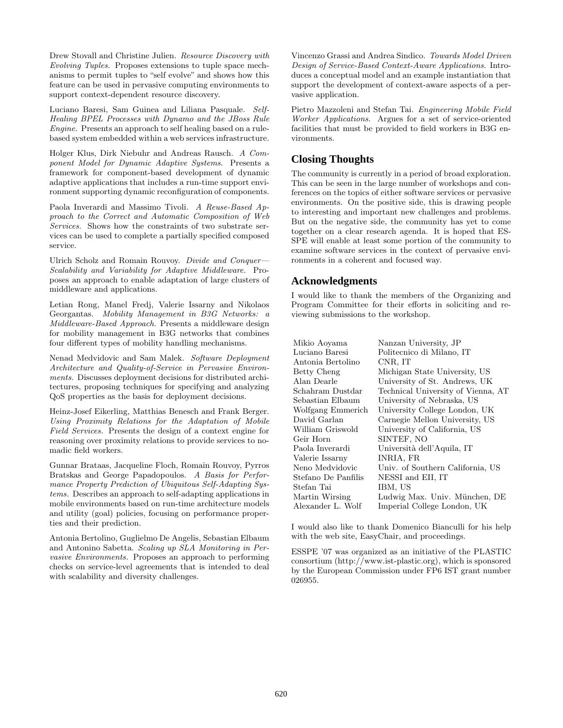Drew Stovall and Christine Julien. *Resource Discovery with Evolving Tuples.* Proposes extensions to tuple space mechanisms to permit tuples to "self evolve" and shows how this feature can be used in pervasive computing environments to support context-dependent resource discovery.

Luciano Baresi, Sam Guinea and Liliana Pasquale. *Self-Healing BPEL Processes with Dynamo and the JBoss Rule Engine.* Presents an approach to self healing based on a rule-based system embedded within a web services infrastructure.

Holger Klus, Dirk Niebuhr and Andreas Rausch. *A Component Model for Dynamic Adaptive Systems.* Presents a framework for component-based development of dynamic adaptive applications that includes a run-time support environment supporting dynamic reconfiguration of components.

Paola Inverardi and Massimo Tivoli. *A Reuse-Based Approach to the Correct and Automatic Composition of Web Services.* Shows how the constraints of two substrate services can be used to complete a partially specified composed service.

Ulrich Scholz and Romain Rouvoy. *Divide and Conquer—Scalability and Variability for Adaptive Middleware.* Proposes an approach to enable adaptation of large clusters of middleware and applications.

Letian Rong, Manel Fredj, Valerie Issarny and Nikolaos Georgantas. *Mobility Management in B3G Networks: a Middleware-Based Approach.* Presents a middleware design for mobility management in B3G networks that combines four different types of mobility handling mechanisms.

Nenad Medvidovic and Sam Malek. *Software Deployment Architecture and Quality-of-Service in Pervasive Environments.* Discusses deployment decisions for distributed architectures, proposing techniques for specifying and analyzing QoS properties as the basis for deployment decisions.

Heinz-Josef Eikerling, Matthias Benesch and Frank Berger. *Using Proximity Relations for the Adaptation of Mobile Field Services.* Presents the design of a context engine for reasoning over proximity relations to provide services to nomadic field workers.

Gunnar Brataas, Jacqueline Floch, Romain Rouvoy, Pyrros Bratskas and George Papadopoulos. *A Basis for Performance Property Prediction of Ubiquitous Self-Adapting Systems.* Describes an approach to self-adapting applications in mobile environments based on run-time architecture models and utility (goal) policies, focusing on performance properties and their prediction.

Antonia Bertolino, Guglielmo De Angelis, Sebastian Elbaum and Antonino Sabetta. *Scaling up SLA Monitoring in Pervasive Environments.* Proposes an approach to performing checks on service-level agreements that is intended to deal with scalability and diversity challenges.

Vincenzo Grassi and Andrea Sindico. *Towards Model Driven Design of Service-Based Context-Aware Applications.* Introduces a conceptual model and an example instantiation that support the development of context-aware aspects of a pervasive application.

Pietro Mazzoleni and Stefan Tai. *Engineering Mobile Field Worker Applications.* Argues for a set of service-oriented facilities that must be provided to field workers in B3G environments.

## Closing Thoughts

The community is currently in a period of broad exploration. This can be seen in the large number of workshops and conferences on the topics of either software services or pervasive environments. On the positive side, this is drawing people to interesting and important new challenges and problems. But on the negative side, the community has yet to come together on a clear research agenda. It is hoped that ESSPE will enable at least some portion of the community to examine software services in the context of pervasive environments in a coherent and focused way.

## Acknowledgments

I would like to thank the members of the Organizing and Program Committee for their efforts in soliciting and reviewing submissions to the workshop.

| | |
|---|---|
| Mikio Aoyama | Nanzan University, JP |
| Luciano Baresi | Politecnico di Milano, IT |
| Antonia Bertolino | CNR, IT |
| Betty Cheng | Michigan State University, US |
| Alan Dearle | University of St. Andrews, UK |
| Schahram Dustdar | Technical University of Vienna, AT |
| Sebastian Elbaum | University of Nebraska, US |
| Wolfgang Emmerich | University College London, UK |
| David Garlan | Carnegie Mellon University, US |
| William Griswold | University of California, US |
| Geir Horn | SINTEF, NO |
| Paola Inverardi | Università dell'Aquila, IT |
| Valerie Issarny | INRIA, FR |
| Neno Medvidovic | Univ. of Southern California, US |
| Stefano De Panfilis | NESSI and EII, IT |
| Stefan Tai | IBM, US |
| Martin Wirsing | Ludwig Max. Univ. München, DE |
| Alexander L. Wolf | Imperial College London, UK |

I would also like to thank Domenico Bianculli for his help with the web site, EasyChair, and proceedings.

ESSPE '07 was organized as an initiative of the PLASTIC consortium (http://www.ist-plastic.org), which is sponsored by the European Commission under FP6 IST grant number 026955.